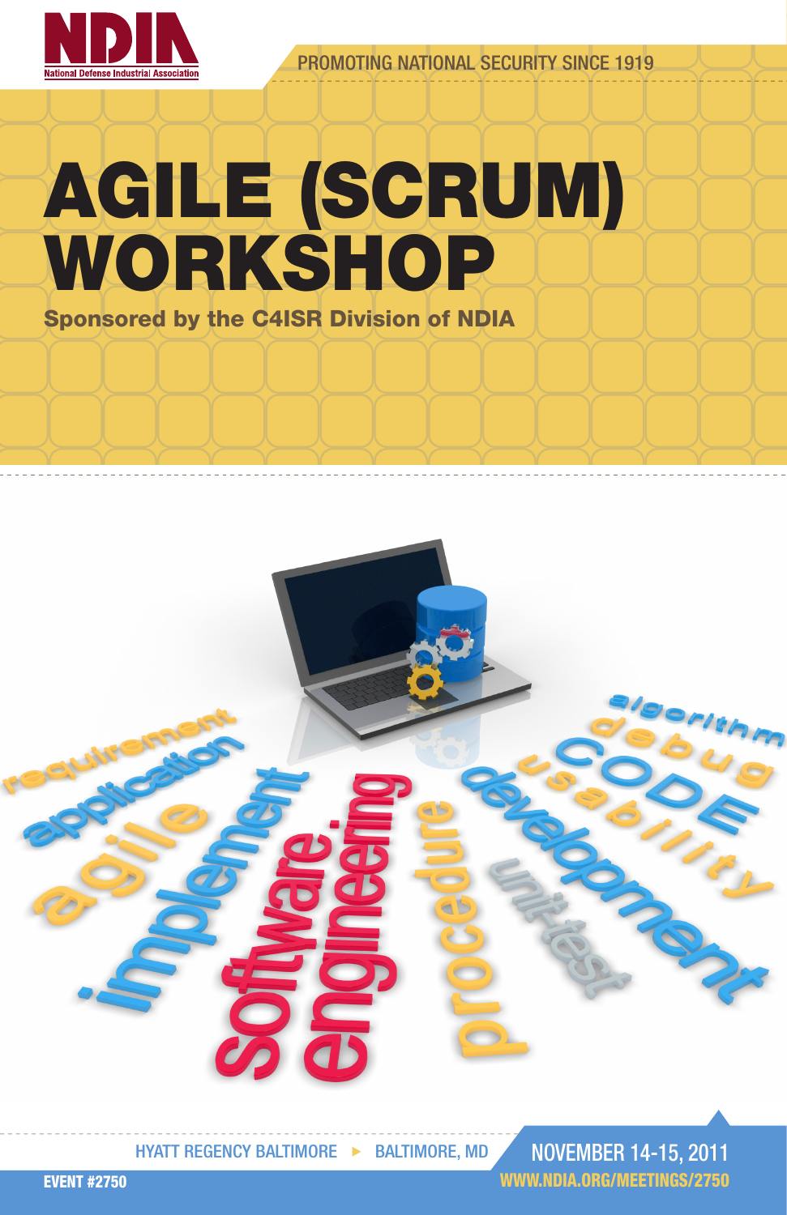NDIA

National Defense Industrial Association

PROMOTING NATIONAL SECURITY SINCE 1919

# AGILE (SCRUM) WORKSHOP

**Sponsored by the C4ISR Division of NDIA**

HYATT REGENCY BALTIMORE ▸ BALTIMORE, MD

NOVEMBER 14-15, 2011

EVENT #2750

WWW.NDIA.ORG/MEETINGS/2750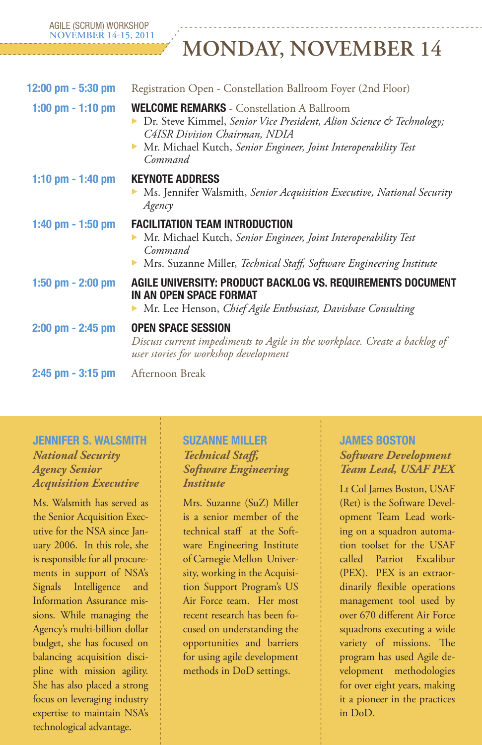# MONDAY, NOVEMBER 14

**12:00 pm - 5:30 pm** Registration Open - Constellation Ballroom Foyer (2nd Floor)

**1:00 pm - 1:10 pm** **WELCOME REMARKS** - Constellation A Ballroom
- Dr. Steve Kimmel, *Senior Vice President, Alion Science & Technology; C4ISR Division Chairman, NDIA*
- Mr. Michael Kutch, *Senior Engineer, Joint Interoperability Test Command*

**1:10 pm - 1:40 pm** **KEYNOTE ADDRESS**
- Ms. Jennifer Walsmith, *Senior Acquisition Executive, National Security Agency*

**1:40 pm - 1:50 pm** **FACILITATION TEAM INTRODUCTION**
- Mr. Michael Kutch, *Senior Engineer, Joint Interoperability Test Command*
- Mrs. Suzanne Miller, *Technical Staff, Software Engineering Institute*

**1:50 pm - 2:00 pm** **AGILE UNIVERSITY: PRODUCT BACKLOG VS. REQUIREMENTS DOCUMENT IN AN OPEN SPACE FORMAT**
- Mr. Lee Henson, *Chief Agile Enthusiast, Davisbase Consulting*

**2:00 pm - 2:45 pm** **OPEN SPACE SESSION**
*Discuss current impediments to Agile in the workplace. Create a backlog of user stories for workshop development*

**2:45 pm - 3:15 pm** Afternoon Break

### JENNIFER S. WALSMITH

***National Security Agency Senior Acquisition Executive***

Ms. Walsmith has served as the Senior Acquisition Executive for the NSA since January 2006. In this role, she is responsible for all procurements in support of NSA's Signals Intelligence and Information Assurance missions. While managing the Agency's multi-billion dollar budget, she has focused on balancing acquisition discipline with mission agility. She has also placed a strong focus on leveraging industry expertise to maintain NSA's technological advantage.

### SUZANNE MILLER

***Technical Staff, Software Engineering Institute***

Mrs. Suzanne (SuZ) Miller is a senior member of the technical staff at the Software Engineering Institute of Carnegie Mellon University, working in the Acquisition Support Program's US Air Force team. Her most recent research has been focused on understanding the opportunities and barriers for using agile development methods in DoD settings.

### JAMES BOSTON

***Software Development Team Lead, USAF PEX***

Lt Col James Boston, USAF (Ret) is the Software Development Team Lead working on a squadron automation toolset for the USAF called Patriot Excalibur (PEX). PEX is an extraordinarily flexible operations management tool used by over 670 different Air Force squadrons executing a wide variety of missions. The program has used Agile development methodologies for over eight years, making it a pioneer in the practices in DoD.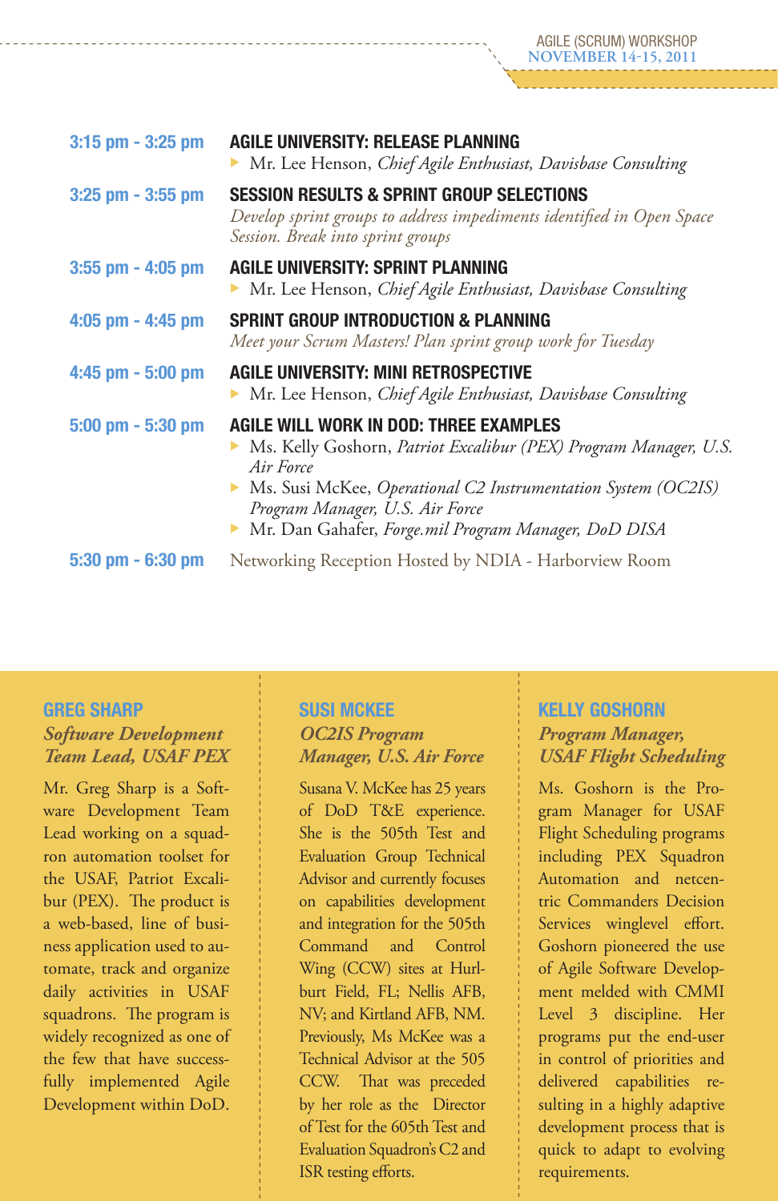**3:15 pm - 3:25 pm** **AGILE UNIVERSITY: RELEASE PLANNING**
- Mr. Lee Henson, *Chief Agile Enthusiast, Davisbase Consulting*

**3:25 pm - 3:55 pm** **SESSION RESULTS & SPRINT GROUP SELECTIONS**
*Develop sprint groups to address impediments identified in Open Space Session. Break into sprint groups*

**3:55 pm - 4:05 pm** **AGILE UNIVERSITY: SPRINT PLANNING**
- Mr. Lee Henson, *Chief Agile Enthusiast, Davisbase Consulting*

**4:05 pm - 4:45 pm** **SPRINT GROUP INTRODUCTION & PLANNING**
*Meet your Scrum Masters! Plan sprint group work for Tuesday*

**4:45 pm - 5:00 pm** **AGILE UNIVERSITY: MINI RETROSPECTIVE**
- Mr. Lee Henson, *Chief Agile Enthusiast, Davisbase Consulting*

**5:00 pm - 5:30 pm** **AGILE WILL WORK IN DOD: THREE EXAMPLES**
- Ms. Kelly Goshorn, *Patriot Excalibur (PEX) Program Manager, U.S. Air Force*
- Ms. Susi McKee, *Operational C2 Instrumentation System (OC2IS) Program Manager, U.S. Air Force*
- Mr. Dan Gahafer, *Forge.mil Program Manager, DoD DISA*

**5:30 pm - 6:30 pm** Networking Reception Hosted by NDIA - Harborview Room

### GREG SHARP
***Software Development Team Lead, USAF PEX***

Mr. Greg Sharp is a Software Development Team Lead working on a squadron automation toolset for the USAF, Patriot Excalibur (PEX). The product is a web-based, line of business application used to automate, track and organize daily activities in USAF squadrons. The program is widely recognized as one of the few that have successfully implemented Agile Development within DoD.

### SUSI MCKEE
***OC2IS Program Manager, U.S. Air Force***

Susana V. McKee has 25 years of DoD T&E experience. She is the 505th Test and Evaluation Group Technical Advisor and currently focuses on capabilities development and integration for the 505th Command and Control Wing (CCW) sites at Hurlburt Field, FL; Nellis AFB, NV; and Kirtland AFB, NM. Previously, Ms McKee was a Technical Advisor at the 505 CCW. That was preceded by her role as the Director of Test for the 605th Test and Evaluation Squadron's C2 and ISR testing efforts.

### KELLY GOSHORN
***Program Manager, USAF Flight Scheduling***

Ms. Goshorn is the Program Manager for USAF Flight Scheduling programs including PEX Squadron Automation and netcentric Commanders Decision Services winglevel effort. Goshorn pioneered the use of Agile Software Development melded with CMMI Level 3 discipline. Her programs put the end-user in control of priorities and delivered capabilities resulting in a highly adaptive development process that is quick to adapt to evolving requirements.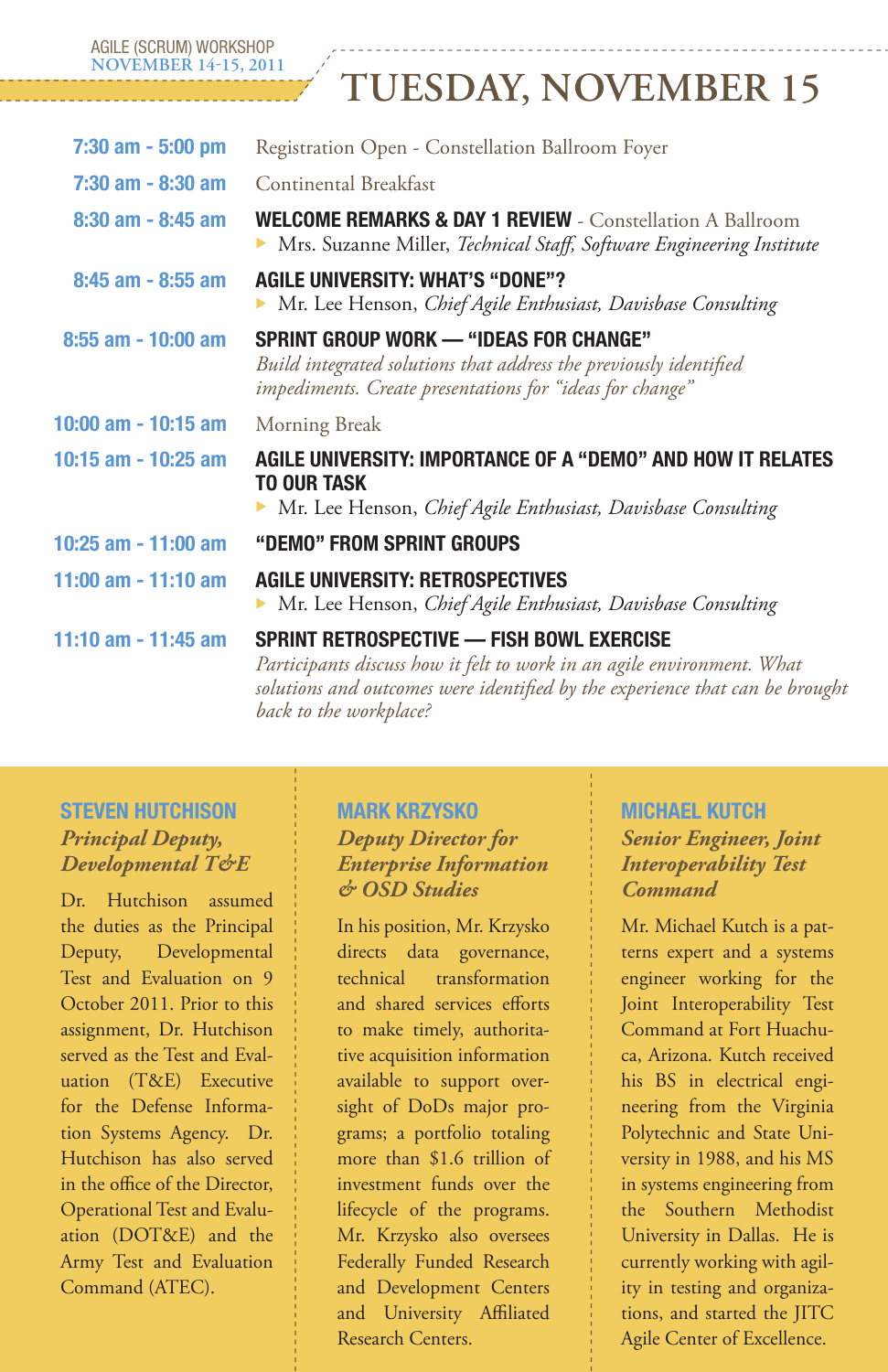AGILE (SCRUM) WORKSHOP
NOVEMBER 14-15, 2011

# TUESDAY, NOVEMBER 15

**7:30 am - 5:00 pm** Registration Open - Constellation Ballroom Foyer

**7:30 am - 8:30 am** Continental Breakfast

**8:30 am - 8:45 am** **WELCOME REMARKS & DAY 1 REVIEW** - Constellation A Ballroom
- Mrs. Suzanne Miller, *Technical Staff, Software Engineering Institute*

**8:45 am - 8:55 am** **AGILE UNIVERSITY: WHAT'S "DONE"?**
- Mr. Lee Henson, *Chief Agile Enthusiast, Davisbase Consulting*

**8:55 am - 10:00 am** **SPRINT GROUP WORK — "IDEAS FOR CHANGE"**
*Build integrated solutions that address the previously identified impediments. Create presentations for "ideas for change"*

**10:00 am - 10:15 am** Morning Break

**10:15 am - 10:25 am** **AGILE UNIVERSITY: IMPORTANCE OF A "DEMO" AND HOW IT RELATES TO OUR TASK**
- Mr. Lee Henson, *Chief Agile Enthusiast, Davisbase Consulting*

**10:25 am - 11:00 am** **"DEMO" FROM SPRINT GROUPS**

**11:00 am - 11:10 am** **AGILE UNIVERSITY: RETROSPECTIVES**
- Mr. Lee Henson, *Chief Agile Enthusiast, Davisbase Consulting*

**11:10 am - 11:45 am** **SPRINT RETROSPECTIVE — FISH BOWL EXERCISE**
*Participants discuss how it felt to work in an agile environment. What solutions and outcomes were identified by the experience that can be brought back to the workplace?*

### STEVEN HUTCHISON
***Principal Deputy, Developmental T&E***

Dr. Hutchison assumed the duties as the Principal Deputy, Developmental Test and Evaluation on 9 October 2011. Prior to this assignment, Dr. Hutchison served as the Test and Evaluation (T&E) Executive for the Defense Information Systems Agency. Dr. Hutchison has also served in the office of the Director, Operational Test and Evaluation (DOT&E) and the Army Test and Evaluation Command (ATEC).

### MARK KRZYSKO
***Deputy Director for Enterprise Information & OSD Studies***

In his position, Mr. Krzysko directs data governance, technical transformation and shared services efforts to make timely, authoritative acquisition information available to support oversight of DoDs major programs; a portfolio totaling more than $1.6 trillion of investment funds over the lifecycle of the programs. Mr. Krzysko also oversees Federally Funded Research and Development Centers and University Affiliated Research Centers.

### MICHAEL KUTCH
***Senior Engineer, Joint Interoperability Test Command***

Mr. Michael Kutch is a patterns expert and a systems engineer working for the Joint Interoperability Test Command at Fort Huachuca, Arizona. Kutch received his BS in electrical engineering from the Virginia Polytechnic and State University in 1988, and his MS in systems engineering from the Southern Methodist University in Dallas. He is currently working with agility in testing and organizations, and started the JITC Agile Center of Excellence.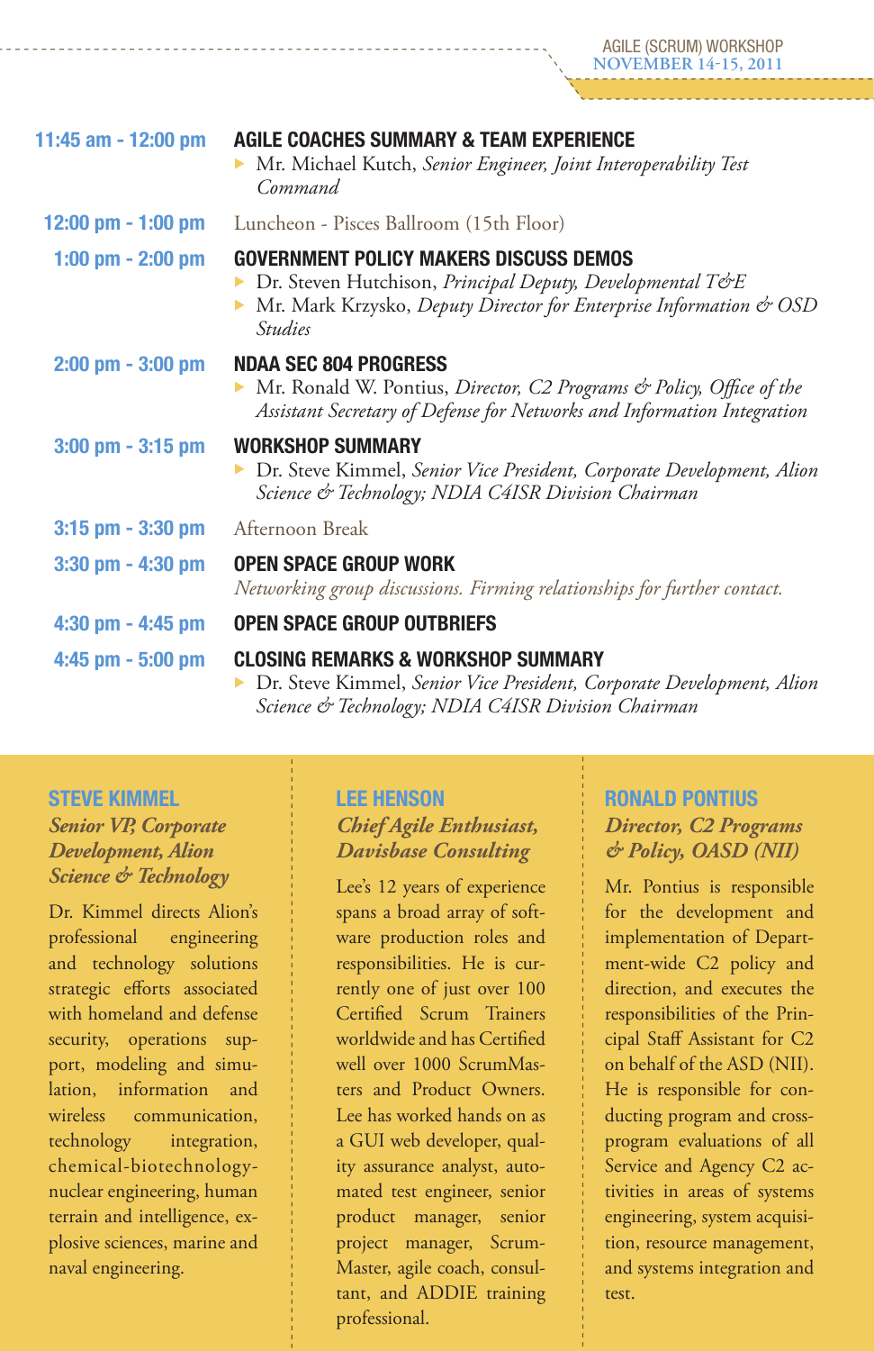| Time | Session |
|---|---|
| 11:45 am - 12:00 pm | **AGILE COACHES SUMMARY & TEAM EXPERIENCE**<br>▸ Mr. Michael Kutch, *Senior Engineer, Joint Interoperability Test Command* |
| 12:00 pm - 1:00 pm | Luncheon - Pisces Ballroom (15th Floor) |
| 1:00 pm - 2:00 pm | **GOVERNMENT POLICY MAKERS DISCUSS DEMOS**<br>▸ Dr. Steven Hutchison, *Principal Deputy, Developmental T&E*<br>▸ Mr. Mark Krzysko, *Deputy Director for Enterprise Information & OSD Studies* |
| 2:00 pm - 3:00 pm | **NDAA SEC 804 PROGRESS**<br>▸ Mr. Ronald W. Pontius, *Director, C2 Programs & Policy, Office of the Assistant Secretary of Defense for Networks and Information Integration* |
| 3:00 pm - 3:15 pm | **WORKSHOP SUMMARY**<br>▸ Dr. Steve Kimmel, *Senior Vice President, Corporate Development, Alion Science & Technology; NDIA C4ISR Division Chairman* |
| 3:15 pm - 3:30 pm | Afternoon Break |
| 3:30 pm - 4:30 pm | **OPEN SPACE GROUP WORK**<br>*Networking group discussions. Firming relationships for further contact.* |
| 4:30 pm - 4:45 pm | **OPEN SPACE GROUP OUTBRIEFS** |
| 4:45 pm - 5:00 pm | **CLOSING REMARKS & WORKSHOP SUMMARY**<br>▸ Dr. Steve Kimmel, *Senior Vice President, Corporate Development, Alion Science & Technology; NDIA C4ISR Division Chairman* |

### STEVE KIMMEL

***Senior VP, Corporate Development, Alion Science & Technology***

Dr. Kimmel directs Alion's professional engineering and technology solutions strategic efforts associated with homeland and defense security, operations support, modeling and simulation, information and wireless communication, technology integration, chemical-biotechnology-nuclear engineering, human terrain and intelligence, explosive sciences, marine and naval engineering.

### LEE HENSON

***Chief Agile Enthusiast, Davisbase Consulting***

Lee's 12 years of experience spans a broad array of software production roles and responsibilities. He is currently one of just over 100 Certified Scrum Trainers worldwide and has Certified well over 1000 ScrumMasters and Product Owners. Lee has worked hands on as a GUI web developer, quality assurance analyst, automated test engineer, senior product manager, senior project manager, ScrumMaster, agile coach, consultant, and ADDIE training professional.

### RONALD PONTIUS

***Director, C2 Programs & Policy, OASD (NII)***

Mr. Pontius is responsible for the development and implementation of Department-wide C2 policy and direction, and executes the responsibilities of the Principal Staff Assistant for C2 on behalf of the ASD (NII). He is responsible for conducting program and cross-program evaluations of all Service and Agency C2 activities in areas of systems engineering, system acquisition, resource management, and systems integration and test.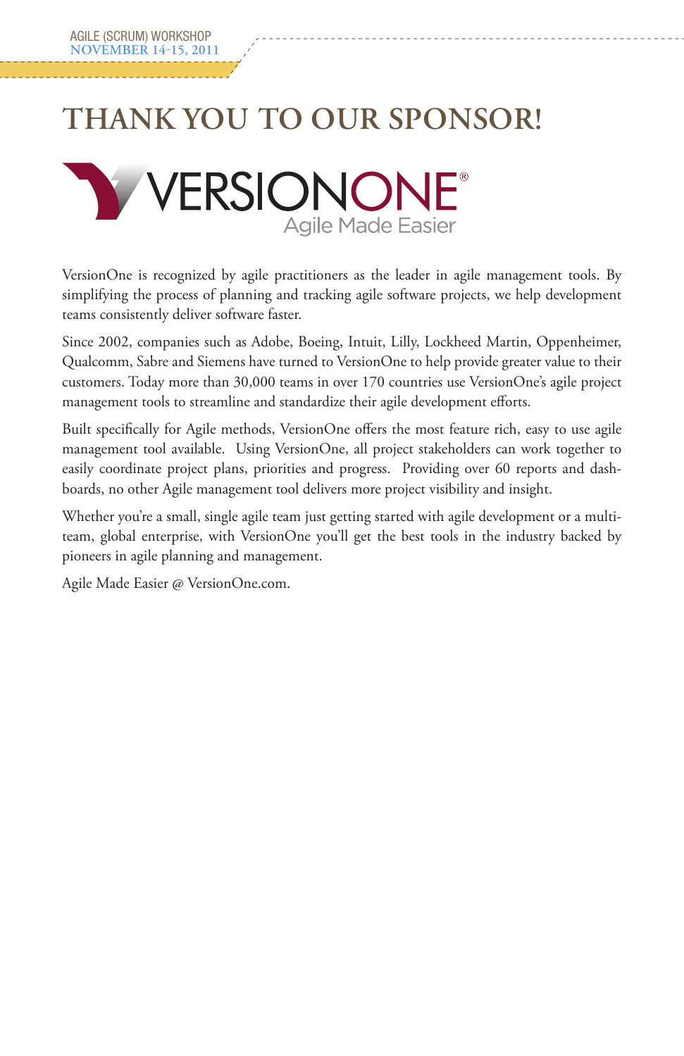# THANK YOU TO OUR SPONSOR!

VERSIONONE®
Agile Made Easier

VersionOne is recognized by agile practitioners as the leader in agile management tools. By simplifying the process of planning and tracking agile software projects, we help development teams consistently deliver software faster.

Since 2002, companies such as Adobe, Boeing, Intuit, Lilly, Lockheed Martin, Oppenheimer, Qualcomm, Sabre and Siemens have turned to VersionOne to help provide greater value to their customers. Today more than 30,000 teams in over 170 countries use VersionOne's agile project management tools to streamline and standardize their agile development efforts.

Built specifically for Agile methods, VersionOne offers the most feature rich, easy to use agile management tool available. Using VersionOne, all project stakeholders can work together to easily coordinate project plans, priorities and progress. Providing over 60 reports and dashboards, no other Agile management tool delivers more project visibility and insight.

Whether you're a small, single agile team just getting started with agile development or a multi-team, global enterprise, with VersionOne you'll get the best tools in the industry backed by pioneers in agile planning and management.

Agile Made Easier @ VersionOne.com.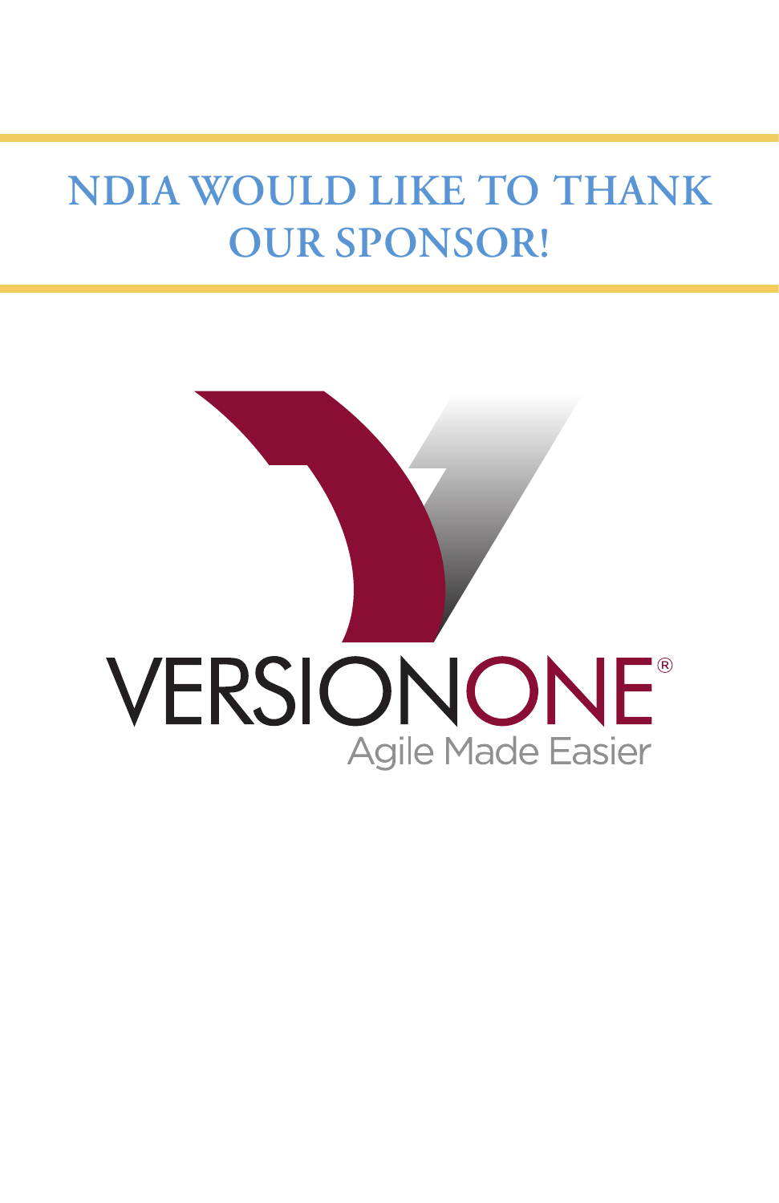# NDIA WOULD LIKE TO THANK OUR SPONSOR!

VERSIONONE®

Agile Made Easier